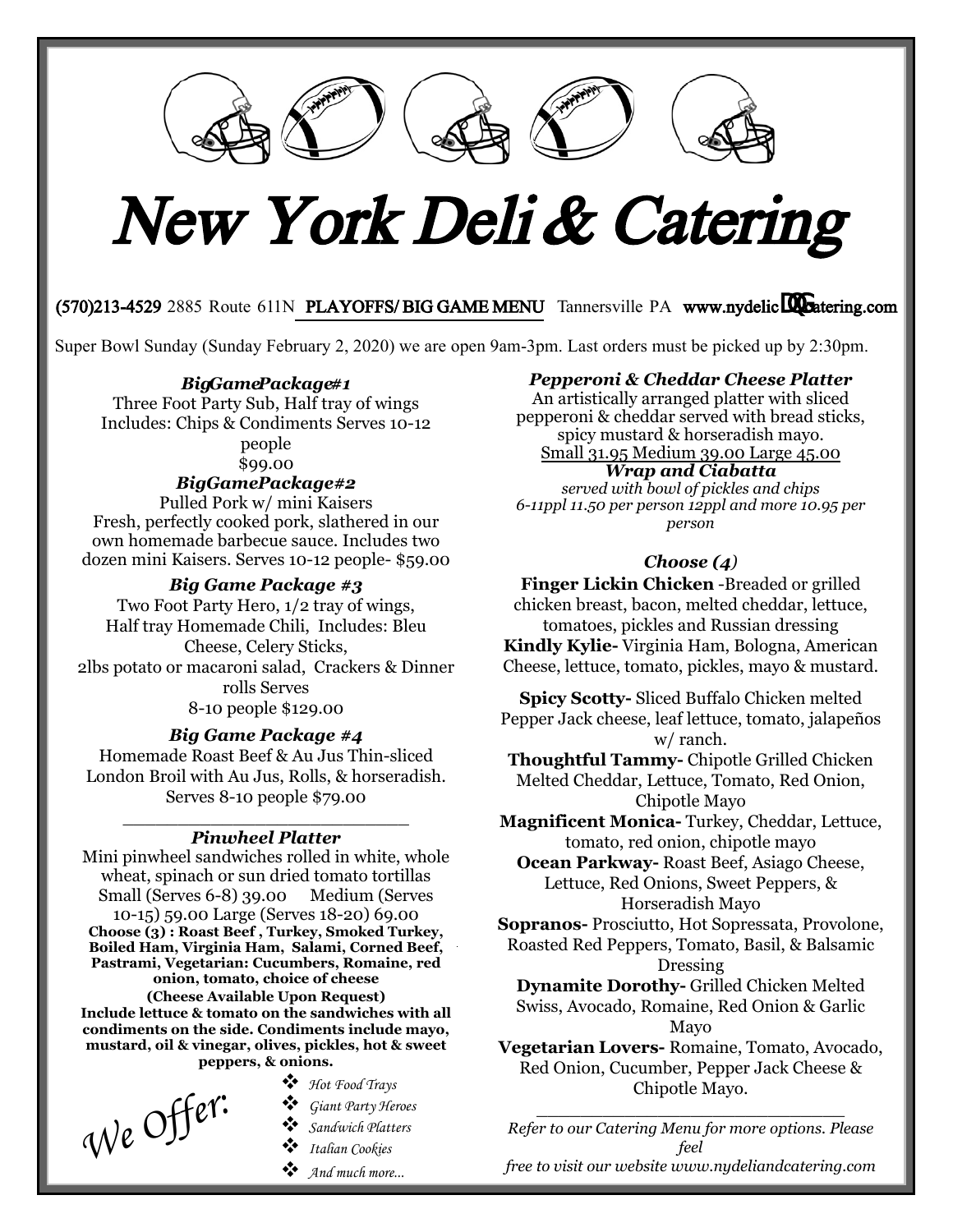# New York Deli & Catering

**(570)213-4529** 2885 Route 611N **PLAYOFFS/ BIG GAME MENU** Tannersville PA **www.nydelicatering.com**

Super Bowl Sunday (Sunday February 2, 2020) we are open 9am-3pm. Last orders must be picked up by 2:30pm.

### *BigGamePackage#1*

Three Foot Party Sub, Half tray of wings
Includes: Chips & Condiments Serves 10-12 people
$99.00

### *BigGamePackage#2*

Pulled Pork w/ mini Kaisers
Fresh, perfectly cooked pork, slathered in our own homemade barbecue sauce. Includes two dozen mini Kaisers. Serves 10-12 people- $59.00

### *Big Game Package #3*

Two Foot Party Hero, 1/2 tray of wings, Half tray Homemade Chili, Includes: Bleu Cheese, Celery Sticks, 2lbs potato or macaroni salad, Crackers & Dinner rolls Serves 8-10 people $129.00

### *Big Game Package #4*

Homemade Roast Beef & Au Jus Thin-sliced London Broil with Au Jus, Rolls, & horseradish. Serves 8-10 people $79.00

---

### *Pinwheel Platter*

Mini pinwheel sandwiches rolled in white, whole wheat, spinach or sun dried tomato tortillas
Small (Serves 6-8) 39.00 Medium (Serves 10-15) 59.00 Large (Serves 18-20) 69.00

**Choose (3) : Roast Beef , Turkey, Smoked Turkey, Boiled Ham, Virginia Ham, Salami, Corned Beef, Pastrami, Vegetarian: Cucumbers, Romaine, red onion, tomato, choice of cheese**
**(Cheese Available Upon Request)**
**Include lettuce & tomato on the sandwiches with all condiments on the side. Condiments include mayo, mustard, oil & vinegar, olives, pickles, hot & sweet peppers, & onions.**

*We Offer:*

- *Hot Food Trays*
- *Giant Party Heroes*
- *Sandwich Platters*
- *Italian Cookies*
- *And much more...*

### *Pepperoni & Cheddar Cheese Platter*

An artistically arranged platter with sliced pepperoni & cheddar served with bread sticks, spicy mustard & horseradish mayo.
Small 31.95 Medium 39.00 Large 45.00

### *Wrap and Ciabatta*

*served with bowl of pickles and chips*
*6-11ppl 11.50 per person 12ppl and more 10.95 per person*

#### *Choose (4)*

**Finger Lickin Chicken** -Breaded or grilled chicken breast, bacon, melted cheddar, lettuce, tomatoes, pickles and Russian dressing

**Kindly Kylie-** Virginia Ham, Bologna, American Cheese, lettuce, tomato, pickles, mayo & mustard.

**Spicy Scotty-** Sliced Buffalo Chicken melted Pepper Jack cheese, leaf lettuce, tomato, jalapeños w/ ranch.

**Thoughtful Tammy-** Chipotle Grilled Chicken Melted Cheddar, Lettuce, Tomato, Red Onion, Chipotle Mayo

**Magnificent Monica-** Turkey, Cheddar, Lettuce, tomato, red onion, chipotle mayo

**Ocean Parkway-** Roast Beef, Asiago Cheese, Lettuce, Red Onions, Sweet Peppers, & Horseradish Mayo

**Sopranos-** Prosciutto, Hot Sopressata, Provolone, Roasted Red Peppers, Tomato, Basil, & Balsamic Dressing

**Dynamite Dorothy-** Grilled Chicken Melted Swiss, Avocado, Romaine, Red Onion & Garlic Mayo

**Vegetarian Lovers-** Romaine, Tomato, Avocado, Red Onion, Cucumber, Pepper Jack Cheese & Chipotle Mayo.

---

*Refer to our Catering Menu for more options. Please feel free to visit our website www.nydeliandcatering.com*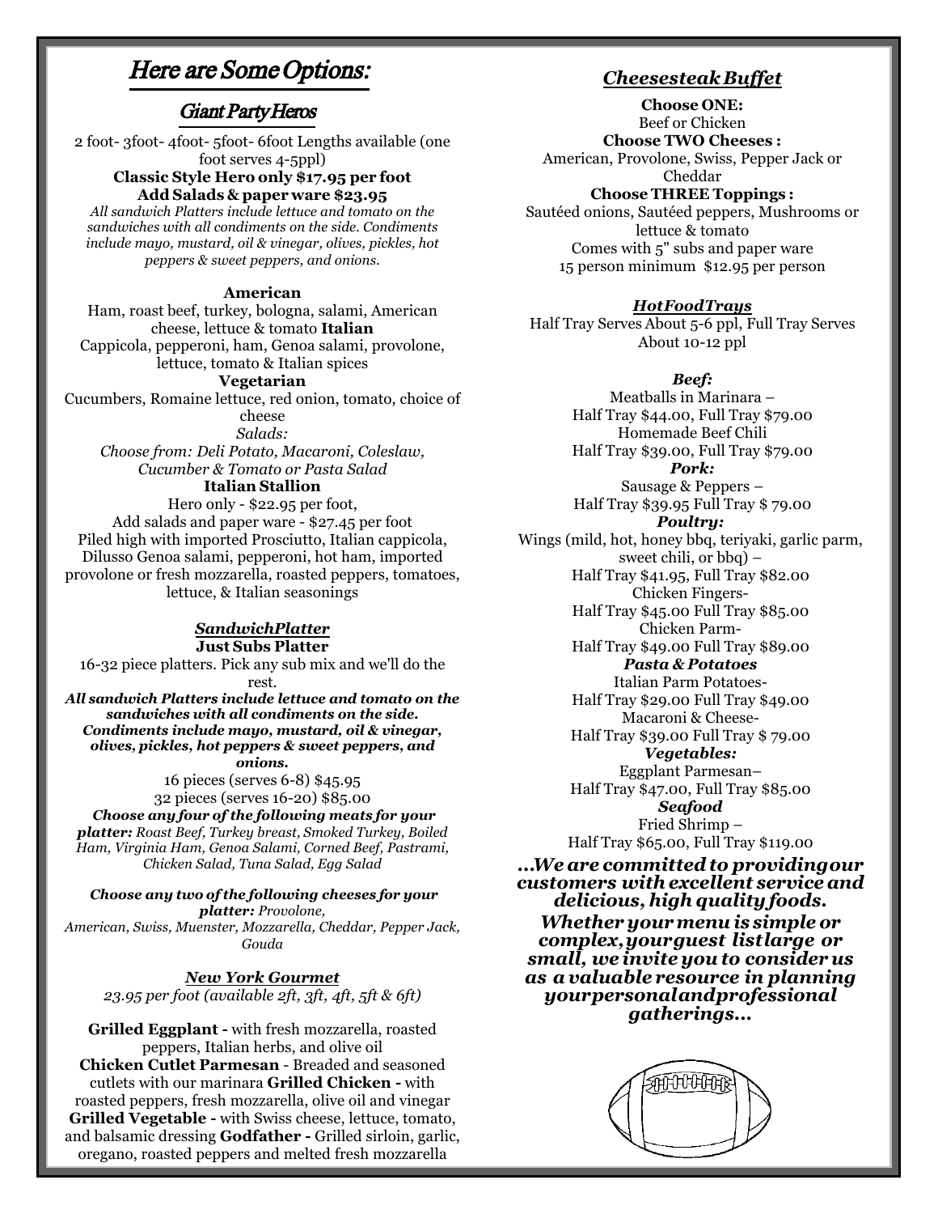# Here are Some Options:

## Giant Party Heros

2 foot- 3foot- 4foot- 5foot- 6foot Lengths available (one foot serves 4-5ppl)

**Classic Style Hero only $17.95 per foot**
**Add Salads & paper ware $23.95**

*All sandwich Platters include lettuce and tomato on the sandwiches with all condiments on the side. Condiments include mayo, mustard, oil & vinegar, olives, pickles, hot peppers & sweet peppers, and onions.*

**American**
Ham, roast beef, turkey, bologna, salami, American cheese, lettuce & tomato

**Italian**
Cappicola, pepperoni, ham, Genoa salami, provolone, lettuce, tomato & Italian spices

**Vegetarian**
Cucumbers, Romaine lettuce, red onion, tomato, choice of cheese

*Salads:*
*Choose from: Deli Potato, Macaroni, Coleslaw, Cucumber & Tomato or Pasta Salad*

**Italian Stallion**
Hero only - $22.95 per foot,
Add salads and paper ware - $27.45 per foot
Piled high with imported Prosciutto, Italian cappicola, Dilusso Genoa salami, pepperoni, hot ham, imported provolone or fresh mozzarella, roasted peppers, tomatoes, lettuce, & Italian seasonings

### *SandwichPlatter*

**Just Subs Platter**
16-32 piece platters. Pick any sub mix and we'll do the rest.

***All sandwich Platters include lettuce and tomato on the sandwiches with all condiments on the side. Condiments include mayo, mustard, oil & vinegar, olives, pickles, hot peppers & sweet peppers, and onions.***

16 pieces (serves 6-8) $45.95
32 pieces (serves 16-20) $85.00

***Choose any four of the following meats for your platter:*** *Roast Beef, Turkey breast, Smoked Turkey, Boiled Ham, Virginia Ham, Genoa Salami, Corned Beef, Pastrami, Chicken Salad, Tuna Salad, Egg Salad*

***Choose any two of the following cheeses for your platter:*** *Provolone, American, Swiss, Muenster, Mozzarella, Cheddar, Pepper Jack, Gouda*

### *New York Gourmet*

*23.95 per foot (available 2ft, 3ft, 4ft, 5ft & 6ft)*

**Grilled Eggplant -** with fresh mozzarella, roasted peppers, Italian herbs, and olive oil
**Chicken Cutlet Parmesan** - Breaded and seasoned cutlets with our marinara
**Grilled Chicken -** with roasted peppers, fresh mozzarella, olive oil and vinegar
**Grilled Vegetable -** with Swiss cheese, lettuce, tomato, and balsamic dressing
**Godfather -** Grilled sirloin, garlic, oregano, roasted peppers and melted fresh mozzarella

## *Cheesesteak Buffet*

**Choose ONE:**
Beef or Chicken

**Choose TWO Cheeses :**
American, Provolone, Swiss, Pepper Jack or Cheddar

**Choose THREE Toppings :**
Sautéed onions, Sautéed peppers, Mushrooms or lettuce & tomato

Comes with 5" subs and paper ware
15 person minimum $12.95 per person

### *HotFoodTrays*

Half Tray Serves About 5-6 ppl, Full Tray Serves About 10-12 ppl

***Beef:***
Meatballs in Marinara –
Half Tray $44.00, Full Tray $79.00
Homemade Beef Chili
Half Tray $39.00, Full Tray $79.00

***Pork:***
Sausage & Peppers –
Half Tray $39.95 Full Tray $ 79.00

***Poultry:***
Wings (mild, hot, honey bbq, teriyaki, garlic parm, sweet chili, or bbq) –
Half Tray $41.95, Full Tray $82.00
Chicken Fingers-
Half Tray $45.00 Full Tray $85.00
Chicken Parm-
Half Tray $49.00 Full Tray $89.00

***Pasta & Potatoes***
Italian Parm Potatoes-
Half Tray $29.00 Full Tray $49.00
Macaroni & Cheese-
Half Tray $39.00 Full Tray $ 79.00

***Vegetables:***
Eggplant Parmesan–
Half Tray $47.00, Full Tray $85.00

***Seafood***
Fried Shrimp –
Half Tray $65.00, Full Tray $119.00

***...We are committed to providing our customers with excellent service and delicious, high quality foods.***

***Whether your menu is simple or complex, your guest list large or small, we invite you to consider us as a valuable resource in planning your personal and professional gatherings...***